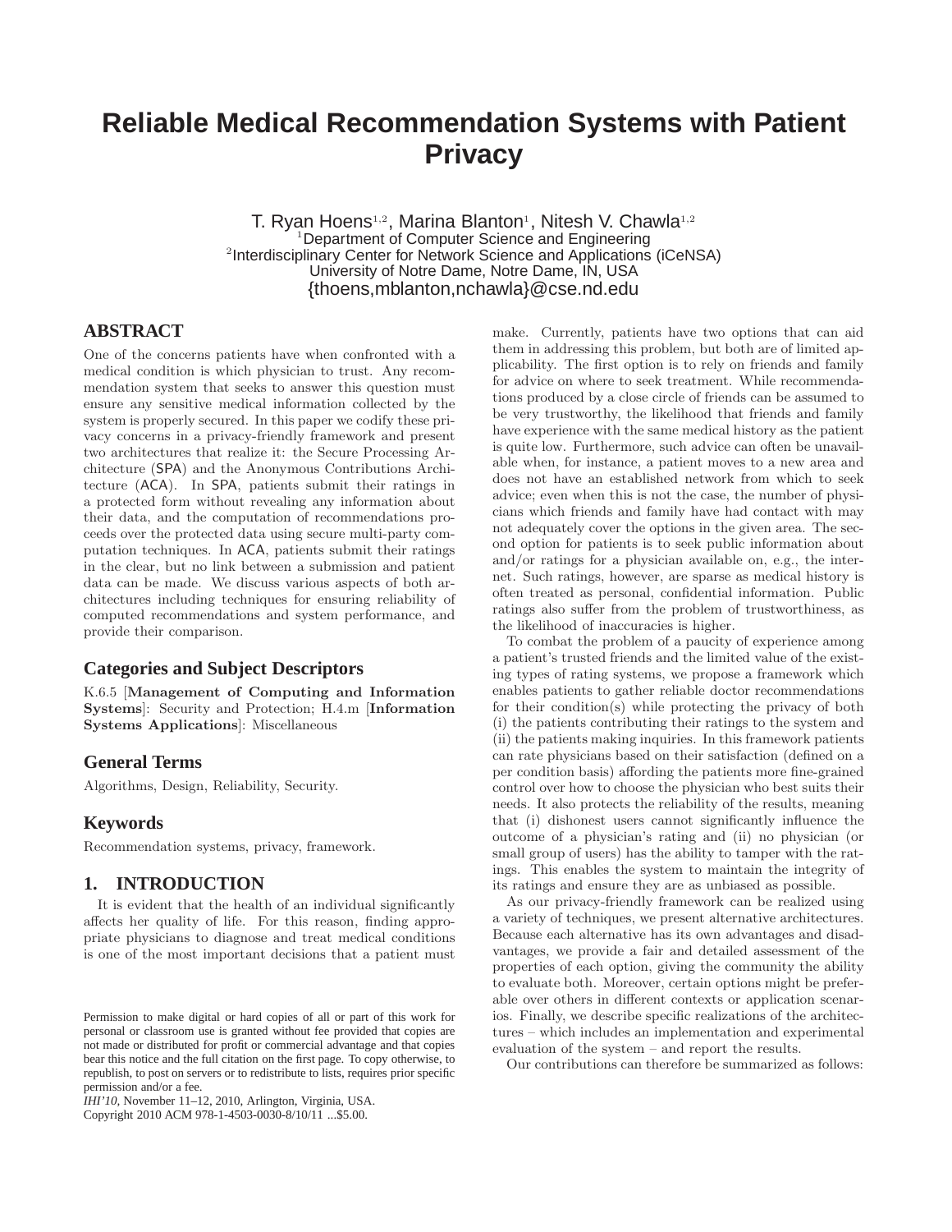# Reliable Medical Recommendation Systems with Patient Privacy

T. Ryan Hoens[1,2], Marina Blanton[1], Nitesh V. Chawla[1,2]
[1]Department of Computer Science and Engineering
[2]Interdisciplinary Center for Network Science and Applications (iCeNSA)
University of Notre Dame, Notre Dame, IN, USA
{thoens,mblanton,nchawla}@cse.nd.edu

## ABSTRACT

One of the concerns patients have when confronted with a medical condition is which physician to trust. Any recommendation system that seeks to answer this question must ensure any sensitive medical information collected by the system is properly secured. In this paper we codify these privacy concerns in a privacy-friendly framework and present two architectures that realize it: the Secure Processing Architecture (SPA) and the Anonymous Contributions Architecture (ACA). In SPA, patients submit their ratings in a protected form without revealing any information about their data, and the computation of recommendations proceeds over the protected data using secure multi-party computation techniques. In ACA, patients submit their ratings in the clear, but no link between a submission and patient data can be made. We discuss various aspects of both architectures including techniques for ensuring reliability of computed recommendations and system performance, and provide their comparison.

### Categories and Subject Descriptors

K.6.5 [**Management of Computing and Information Systems**]: Security and Protection; H.4.m [**Information Systems Applications**]: Miscellaneous

### General Terms

Algorithms, Design, Reliability, Security.

### Keywords

Recommendation systems, privacy, framework.

## 1. INTRODUCTION

It is evident that the health of an individual significantly affects her quality of life. For this reason, finding appropriate physicians to diagnose and treat medical conditions is one of the most important decisions that a patient must make. Currently, patients have two options that can aid them in addressing this problem, but both are of limited applicability. The first option is to rely on friends and family for advice on where to seek treatment. While recommendations produced by a close circle of friends can be assumed to be very trustworthy, the likelihood that friends and family have experience with the same medical history as the patient is quite low. Furthermore, such advice can often be unavailable when, for instance, a patient moves to a new area and does not have an established network from which to seek advice; even when this is not the case, the number of physicians which friends and family have had contact with may not adequately cover the options in the given area. The second option for patients is to seek public information about and/or ratings for a physician available on, e.g., the internet. Such ratings, however, are sparse as medical history is often treated as personal, confidential information. Public ratings also suffer from the problem of trustworthiness, as the likelihood of inaccuracies is higher.

To combat the problem of a paucity of experience among a patient's trusted friends and the limited value of the existing types of rating systems, we propose a framework which enables patients to gather reliable doctor recommendations for their condition(s) while protecting the privacy of both (i) the patients contributing their ratings to the system and (ii) the patients making inquiries. In this framework patients can rate physicians based on their satisfaction (defined on a per condition basis) affording the patients more fine-grained control over how to choose the physician who best suits their needs. It also protects the reliability of the results, meaning that (i) dishonest users cannot significantly influence the outcome of a physician's rating and (ii) no physician (or small group of users) has the ability to tamper with the ratings. This enables the system to maintain the integrity of its ratings and ensure they are as unbiased as possible.

As our privacy-friendly framework can be realized using a variety of techniques, we present alternative architectures. Because each alternative has its own advantages and disadvantages, we provide a fair and detailed assessment of the properties of each option, giving the community the ability to evaluate both. Moreover, certain options might be preferable over others in different contexts or application scenarios. Finally, we describe specific realizations of the architectures – which includes an implementation and experimental evaluation of the system – and report the results.

Our contributions can therefore be summarized as follows:

Permission to make digital or hard copies of all or part of this work for personal or classroom use is granted without fee provided that copies are not made or distributed for profit or commercial advantage and that copies bear this notice and the full citation on the first page. To copy otherwise, to republish, to post on servers or to redistribute to lists, requires prior specific permission and/or a fee.
*IHI'10,* November 11–12, 2010, Arlington, Virginia, USA.
Copyright 2010 ACM 978-1-4503-0030-8/10/11 ...$5.00.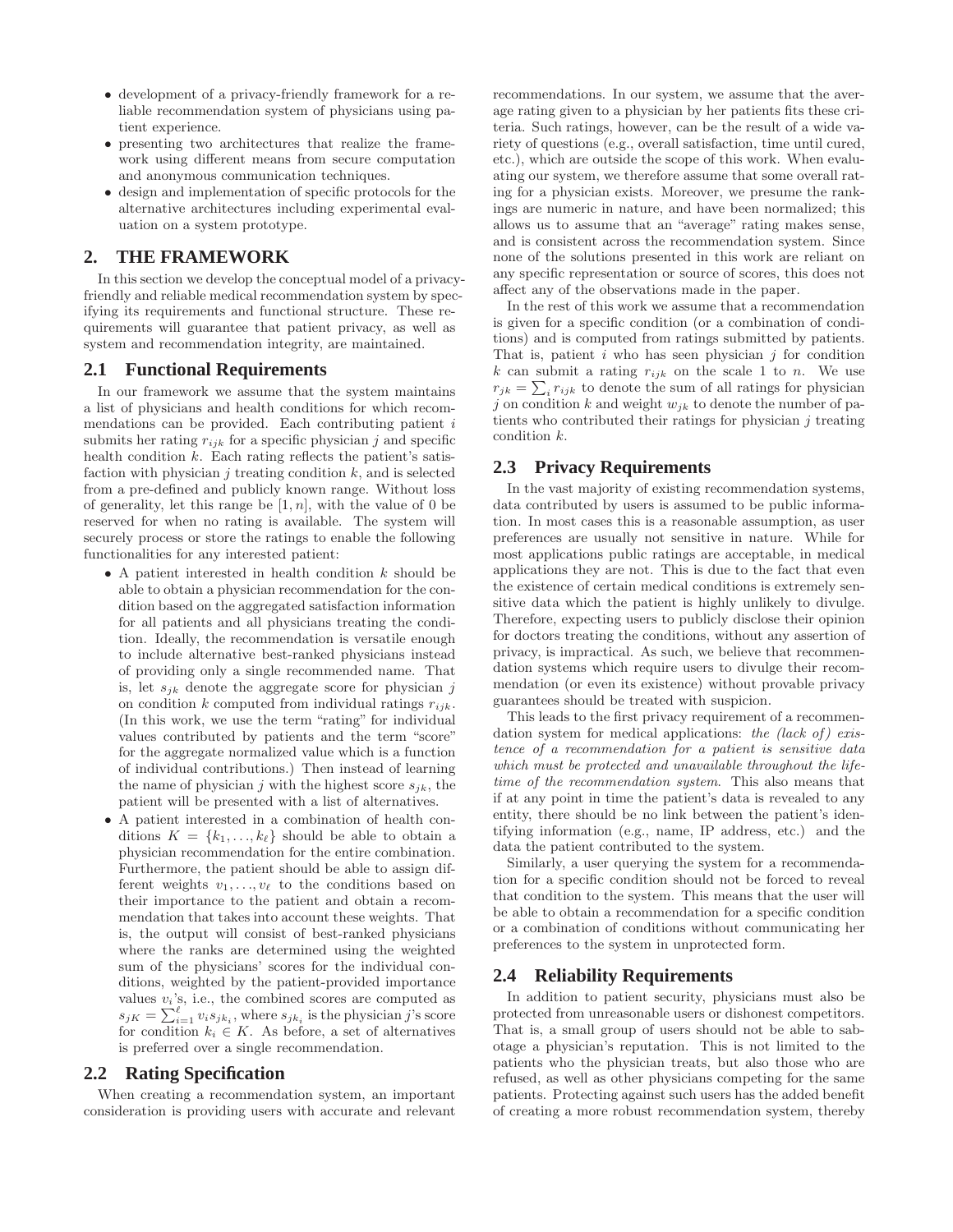- development of a privacy-friendly framework for a reliable recommendation system of physicians using patient experience.
- presenting two architectures that realize the framework using different means from secure computation and anonymous communication techniques.
- design and implementation of specific protocols for the alternative architectures including experimental evaluation on a system prototype.

## 2. THE FRAMEWORK

In this section we develop the conceptual model of a privacy-friendly and reliable medical recommendation system by specifying its requirements and functional structure. These requirements will guarantee that patient privacy, as well as system and recommendation integrity, are maintained.

### 2.1 Functional Requirements

In our framework we assume that the system maintains a list of physicians and health conditions for which recommendations can be provided. Each contributing patient $i$ submits her rating $r_{ijk}$ for a specific physician $j$ and specific health condition $k$. Each rating reflects the patient's satisfaction with physician $j$ treating condition $k$, and is selected from a pre-defined and publicly known range. Without loss of generality, let this range be $[1, n]$, with the value of 0 be reserved for when no rating is available. The system will securely process or store the ratings to enable the following functionalities for any interested patient:

- A patient interested in health condition $k$ should be able to obtain a physician recommendation for the condition based on the aggregated satisfaction information for all patients and all physicians treating the condition. Ideally, the recommendation is versatile enough to include alternative best-ranked physicians instead of providing only a single recommended name. That is, let $s_{jk}$ denote the aggregate score for physician $j$ on condition $k$ computed from individual ratings $r_{ijk}$. (In this work, we use the term "rating" for individual values contributed by patients and the term "score" for the aggregate normalized value which is a function of individual contributions.) Then instead of learning the name of physician $j$ with the highest score $s_{jk}$, the patient will be presented with a list of alternatives.
- A patient interested in a combination of health conditions $K = \{k_1, \ldots, k_\ell\}$ should be able to obtain a physician recommendation for the entire combination. Furthermore, the patient should be able to assign different weights $v_1, \ldots, v_\ell$ to the conditions based on their importance to the patient and obtain a recommendation that takes into account these weights. That is, the output will consist of best-ranked physicians where the ranks are determined using the weighted sum of the physicians' scores for the individual conditions, weighted by the patient-provided importance values $v_i$'s, i.e., the combined scores are computed as $s_{jK} = \sum_{i=1}^{\ell} v_i s_{jk_i}$, where $s_{jk_i}$ is the physician $j$'s score for condition $k_i \in K$. As before, a set of alternatives is preferred over a single recommendation.

### 2.2 Rating Specification

When creating a recommendation system, an important consideration is providing users with accurate and relevant recommendations. In our system, we assume that the average rating given to a physician by her patients fits these criteria. Such ratings, however, can be the result of a wide variety of questions (e.g., overall satisfaction, time until cured, etc.), which are outside the scope of this work. When evaluating our system, we therefore assume that some overall rating for a physician exists. Moreover, we presume the rankings are numeric in nature, and have been normalized; this allows us to assume that an "average" rating makes sense, and is consistent across the recommendation system. Since none of the solutions presented in this work are reliant on any specific representation or source of scores, this does not affect any of the observations made in the paper.

In the rest of this work we assume that a recommendation is given for a specific condition (or a combination of conditions) and is computed from ratings submitted by patients. That is, patient $i$ who has seen physician $j$ for condition $k$ can submit a rating $r_{ijk}$ on the scale 1 to $n$. We use $r_{jk} = \sum_i r_{ijk}$ to denote the sum of all ratings for physician $j$ on condition $k$ and weight $w_{jk}$ to denote the number of patients who contributed their ratings for physician $j$ treating condition $k$.

### 2.3 Privacy Requirements

In the vast majority of existing recommendation systems, data contributed by users is assumed to be public information. In most cases this is a reasonable assumption, as user preferences are usually not sensitive in nature. While for most applications public ratings are acceptable, in medical applications they are not. This is due to the fact that even the existence of certain medical conditions is extremely sensitive data which the patient is highly unlikely to divulge. Therefore, expecting users to publicly disclose their opinion for doctors treating the conditions, without any assertion of privacy, is impractical. As such, we believe that recommendation systems which require users to divulge their recommendation (or even its existence) without provable privacy guarantees should be treated with suspicion.

This leads to the first privacy requirement of a recommendation system for medical applications: *the (lack of) existence of a recommendation for a patient is sensitive data which must be protected and unavailable throughout the lifetime of the recommendation system*. This also means that if at any point in time the patient's data is revealed to any entity, there should be no link between the patient's identifying information (e.g., name, IP address, etc.) and the data the patient contributed to the system.

Similarly, a user querying the system for a recommendation for a specific condition should not be forced to reveal that condition to the system. This means that the user will be able to obtain a recommendation for a specific condition or a combination of conditions without communicating her preferences to the system in unprotected form.

### 2.4 Reliability Requirements

In addition to patient security, physicians must also be protected from unreasonable users or dishonest competitors. That is, a small group of users should not be able to sabotage a physician's reputation. This is not limited to the patients who the physician treats, but also those who are refused, as well as other physicians competing for the same patients. Protecting against such users has the added benefit of creating a more robust recommendation system, thereby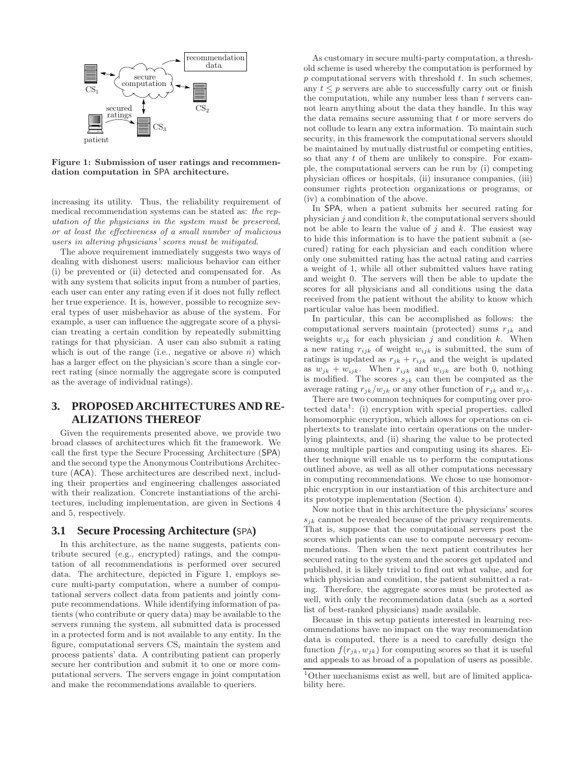recommendation data

secure computation

$CS_1$

$CS_2$

$CS_3$

secured ratings

patient

**Figure 1: Submission of user ratings and recommendation computation in SPA architecture.**

increasing its utility. Thus, the reliability requirement of medical recommendation systems can be stated as: *the reputation of the physicians in the system must be preserved, or at least the effectiveness of a small number of malicious users in altering physicians' scores must be mitigated*.

The above requirement immediately suggests two ways of dealing with dishonest users: malicious behavior can either (i) be prevented or (ii) detected and compensated for. As with any system that solicits input from a number of parties, each user can enter any rating even if it does not fully reflect her true experience. It is, however, possible to recognize several types of user misbehavior as abuse of the system. For example, a user can influence the aggregate score of a physician treating a certain condition by repeatedly submitting ratings for that physician. A user can also submit a rating which is out of the range (i.e., negative or above $n$) which has a larger effect on the physician's score than a single correct rating (since normally the aggregate score is computed as the average of individual ratings).

## 3. PROPOSED ARCHITECTURES AND REALIZATIONS THEREOF

Given the requirements presented above, we provide two broad classes of architectures which fit the framework. We call the first type the Secure Processing Architecture (SPA) and the second type the Anonymous Contributions Architecture (ACA). These architectures are described next, including their properties and engineering challenges associated with their realization. Concrete instantiations of the architectures, including implementation, are given in Sections 4 and 5, respectively.

### 3.1 Secure Processing Architecture (SPA)

In this architecture, as the name suggests, patients contribute secured (e.g., encrypted) ratings, and the computation of all recommendations is performed over secured data. The architecture, depicted in Figure 1, employs secure multi-party computation, where a number of computational servers collect data from patients and jointly compute recommendations. While identifying information of patients (who contribute or query data) may be available to the servers running the system, all submitted data is processed in a protected form and is not available to any entity. In the figure, computational servers $CS_i$ maintain the system and process patients' data. A contributing patient can properly secure her contribution and submit it to one or more computational servers. The servers engage in joint computation and make the recommendations available to queriers.

As customary in secure multi-party computation, a threshold scheme is used whereby the computation is performed by $p$ computational servers with threshold $t$. In such schemes, any $t \leq p$ servers are able to successfully carry out or finish the computation, while any number less than $t$ servers cannot learn anything about the data they handle. In this way the data remains secure assuming that $t$ or more servers do not collude to learn any extra information. To maintain such security, in this framework the computational servers should be maintained by mutually distrustful or competing entities, so that any $t$ of them are unlikely to conspire. For example, the computational servers can be run by (i) competing physician offices or hospitals, (ii) insurance companies, (iii) consumer rights protection organizations or programs, or (iv) a combination of the above.

In SPA, when a patient submits her secured rating for physician $j$ and condition $k$, the computational servers should not be able to learn the value of $j$ and $k$. The easiest way to hide this information is to have the patient submit a (secured) rating for each physician and each condition where only one submitted rating has the actual rating and carries a weight of 1, while all other submitted values have rating and weight 0. The servers will then be able to update the scores for all physicians and all conditions using the data received from the patient without the ability to know which particular value has been modified.

In particular, this can be accomplished as follows: the computational servers maintain (protected) sums $r_{jk}$ and weights $w_{jk}$ for each physician $j$ and condition $k$. When a new rating $r_{ijk}$ of weight $w_{ijk}$ is submitted, the sum of ratings is updated as $r_{jk} + r_{ijk}$ and the weight is updated as $w_{jk} + w_{ijk}$. When $r_{ijk}$ and $w_{ijk}$ are both 0, nothing is modified. The scores $s_{jk}$ can then be computed as the average rating $r_{jk}/w_{jk}$ or any other function of $r_{jk}$ and $w_{jk}$.

There are two common techniques for computing over protected data[1]: (i) encryption with special properties, called homomorphic encryption, which allows for operations on ciphertexts to translate into certain operations on the underlying plaintexts, and (ii) sharing the value to be protected among multiple parties and computing using its shares. Either technique will enable us to perform the computations outlined above, as well as all other computations necessary in computing recommendations. We chose to use homomorphic encryption in our instantiation of this architecture and its prototype implementation (Section 4).

Now notice that in this architecture the physicians' scores $s_{jk}$ cannot be revealed because of the privacy requirements. That is, suppose that the computational servers post the scores which patients can use to compute necessary recommendations. Then when the next patient contributes her secured rating to the system and the scores get updated and published, it is likely trivial to find out what value, and for which physician and condition, the patient submitted a rating. Therefore, the aggregate scores must be protected as well, with only the recommendation data (such as a sorted list of best-ranked physicians) made available.

Because in this setup patients interested in learning recommendations have no impact on the way recommendation data is computed, there is a need to carefully design the function $f(r_{jk}, w_{jk})$ for computing scores so that it is useful and appeals to as broad of a population of users as possible.

[1]Other mechanisms exist as well, but are of limited applicability here.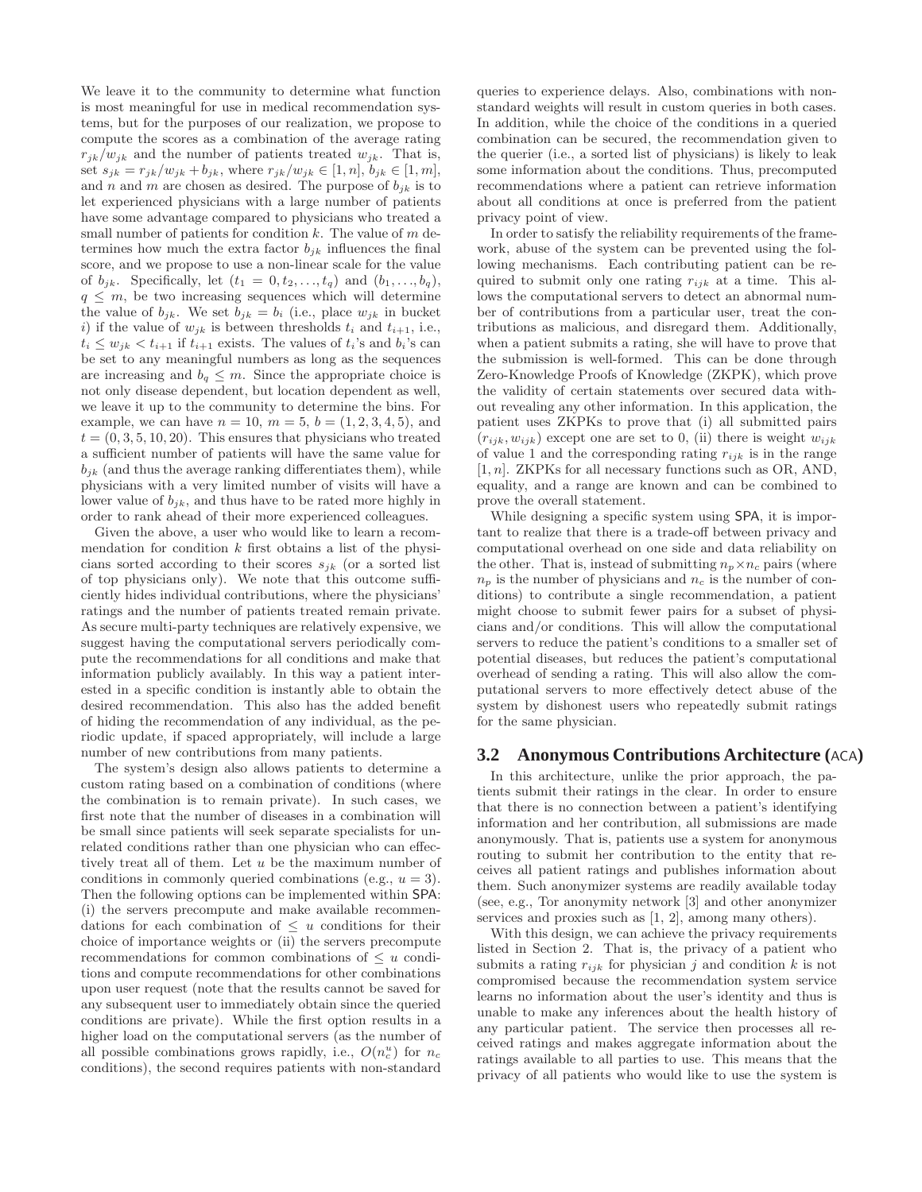We leave it to the community to determine what function is most meaningful for use in medical recommendation systems, but for the purposes of our realization, we propose to compute the scores as a combination of the average rating $r_{jk}/w_{jk}$ and the number of patients treated $w_{jk}$. That is, set $s_{jk} = r_{jk}/w_{jk} + b_{jk}$, where $r_{jk}/w_{jk} \in [1, n]$, $b_{jk} \in [1, m]$, and $n$ and $m$ are chosen as desired. The purpose of $b_{jk}$ is to let experienced physicians with a large number of patients have some advantage compared to physicians who treated a small number of patients for condition $k$. The value of $m$ determines how much the extra factor $b_{jk}$ influences the final score, and we propose to use a non-linear scale for the value of $b_{jk}$. Specifically, let $(t_1 = 0, t_2, \ldots, t_q)$ and $(b_1, \ldots, b_q)$, $q \le m$, be two increasing sequences which will determine the value of $b_{jk}$. We set $b_{jk} = b_i$ (i.e., place $w_{jk}$ in bucket $i$) if the value of $w_{jk}$ is between thresholds $t_i$ and $t_{i+1}$, i.e., $t_i \le w_{jk} < t_{i+1}$ if $t_{i+1}$ exists. The values of $t_i$'s and $b_i$'s can be set to any meaningful numbers as long as the sequences are increasing and $b_q \le m$. Since the appropriate choice is not only disease dependent, but location dependent as well, we leave it up to the community to determine the bins. For example, we can have $n = 10$, $m = 5$, $b = (1, 2, 3, 4, 5)$, and $t = (0, 3, 5, 10, 20)$. This ensures that physicians who treated a sufficient number of patients will have the same value for $b_{jk}$ (and thus the average ranking differentiates them), while physicians with a very limited number of visits will have a lower value of $b_{jk}$, and thus have to be rated more highly in order to rank ahead of their more experienced colleagues.

Given the above, a user who would like to learn a recommendation for condition $k$ first obtains a list of the physicians sorted according to their scores $s_{jk}$ (or a sorted list of top physicians only). We note that this outcome sufficiently hides individual contributions, where the physicians' ratings and the number of patients treated remain private. As secure multi-party techniques are relatively expensive, we suggest having the computational servers periodically compute the recommendations for all conditions and make that information publicly availably. In this way a patient interested in a specific condition is instantly able to obtain the desired recommendation. This also has the added benefit of hiding the recommendation of any individual, as the periodic update, if spaced appropriately, will include a large number of new contributions from many patients.

The system's design also allows patients to determine a custom rating based on a combination of conditions (where the combination is to remain private). In such cases, we first note that the number of diseases in a combination will be small since patients will seek separate specialists for unrelated conditions rather than one physician who can effectively treat all of them. Let $u$ be the maximum number of conditions in commonly queried combinations (e.g., $u = 3$). Then the following options can be implemented within SPA: (i) the servers precompute and make available recommendations for each combination of $\le u$ conditions for their choice of importance weights or (ii) the servers precompute recommendations for common combinations of $\le u$ conditions and compute recommendations for other combinations upon user request (note that the results cannot be saved for any subsequent user to immediately obtain since the queried conditions are private). While the first option results in a higher load on the computational servers (as the number of all possible combinations grows rapidly, i.e., $O(n_c^u)$ for $n_c$ conditions), the second requires patients with non-standard queries to experience delays. Also, combinations with non-standard weights will result in custom queries in both cases. In addition, while the choice of the conditions in a queried combination can be secured, the recommendation given to the querier (i.e., a sorted list of physicians) is likely to leak some information about the conditions. Thus, precomputed recommendations where a patient can retrieve information about all conditions at once is preferred from the patient privacy point of view.

In order to satisfy the reliability requirements of the framework, abuse of the system can be prevented using the following mechanisms. Each contributing patient can be required to submit only one rating $r_{ijk}$ at a time. This allows the computational servers to detect an abnormal number of contributions from a particular user, treat the contributions as malicious, and disregard them. Additionally, when a patient submits a rating, she will have to prove that the submission is well-formed. This can be done through Zero-Knowledge Proofs of Knowledge (ZKPK), which prove the validity of certain statements over secured data without revealing any other information. In this application, the patient uses ZKPKs to prove that (i) all submitted pairs $(r_{ijk}, w_{ijk})$ except one are set to 0, (ii) there is weight $w_{ijk}$ of value 1 and the corresponding rating $r_{ijk}$ is in the range $[1, n]$. ZKPKs for all necessary functions such as OR, AND, equality, and a range are known and can be combined to prove the overall statement.

While designing a specific system using SPA, it is important to realize that there is a trade-off between privacy and computational overhead on one side and data reliability on the other. That is, instead of submitting $n_p \times n_c$ pairs (where $n_p$ is the number of physicians and $n_c$ is the number of conditions) to contribute a single recommendation, a patient might choose to submit fewer pairs for a subset of physicians and/or conditions. This will allow the computational servers to reduce the patient's conditions to a smaller set of potential diseases, but reduces the patient's computational overhead of sending a rating. This will also allow the computational servers to more effectively detect abuse of the system by dishonest users who repeatedly submit ratings for the same physician.

### 3.2 Anonymous Contributions Architecture (ACA)

In this architecture, unlike the prior approach, the patients submit their ratings in the clear. In order to ensure that there is no connection between a patient's identifying information and her contribution, all submissions are made anonymously. That is, patients use a system for anonymous routing to submit her contribution to the entity that receives all patient ratings and publishes information about them. Such anonymizer systems are readily available today (see, e.g., Tor anonymity network [3] and other anonymizer services and proxies such as [1, 2], among many others).

With this design, we can achieve the privacy requirements listed in Section 2. That is, the privacy of a patient who submits a rating $r_{ijk}$ for physician $j$ and condition $k$ is not compromised because the recommendation system service learns no information about the user's identity and thus is unable to make any inferences about the health history of any particular patient. The service then processes all received ratings and makes aggregate information about the ratings available to all parties to use. This means that the privacy of all patients who would like to use the system is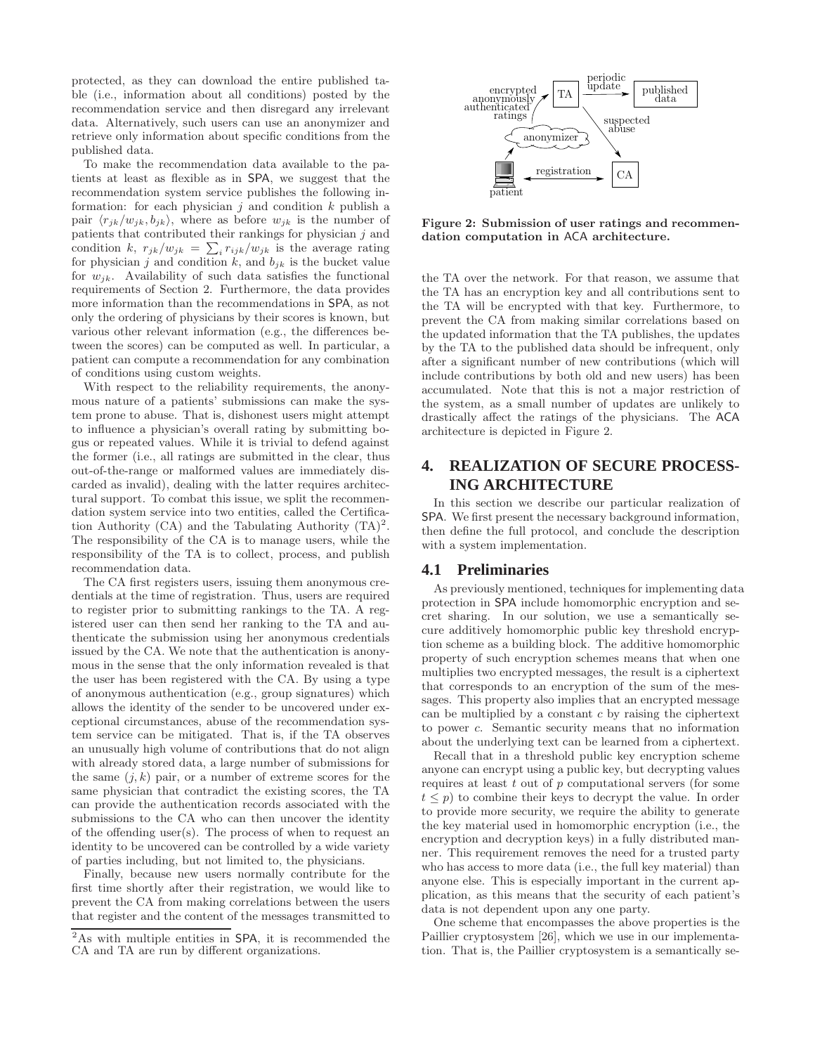protected, as they can download the entire published table (i.e., information about all conditions) posted by the recommendation service and then disregard any irrelevant data. Alternatively, such users can use an anonymizer and retrieve only information about specific conditions from the published data.

To make the recommendation data available to the patients at least as flexible as in SPA, we suggest that the recommendation system service publishes the following information: for each physician $j$ and condition $k$ publish a pair $\langle r_{jk}/w_{jk}, b_{jk}\rangle$, where as before $w_{jk}$ is the number of patients that contributed their rankings for physician $j$ and condition $k$, $r_{jk}/w_{jk} = \sum_i r_{ijk}/w_{jk}$ is the average rating for physician $j$ and condition $k$, and $b_{jk}$ is the bucket value for $w_{jk}$. Availability of such data satisfies the functional requirements of Section 2. Furthermore, the data provides more information than the recommendations in SPA, as not only the ordering of physicians by their scores is known, but various other relevant information (e.g., the differences between the scores) can be computed as well. In particular, a patient can compute a recommendation for any combination of conditions using custom weights.

With respect to the reliability requirements, the anonymous nature of a patients' submissions can make the system prone to abuse. That is, dishonest users might attempt to influence a physician's overall rating by submitting bogus or repeated values. While it is trivial to defend against the former (i.e., all ratings are submitted in the clear, thus out-of-the-range or malformed values are immediately discarded as invalid), dealing with the latter requires architectural support. To combat this issue, we split the recommendation system service into two entities, called the Certification Authority (CA) and the Tabulating Authority (TA)[2]. The responsibility of the CA is to manage users, while the responsibility of the TA is to collect, process, and publish recommendation data.

The CA first registers users, issuing them anonymous credentials at the time of registration. Thus, users are required to register prior to submitting rankings to the TA. A registered user can then send her ranking to the TA and authenticate the submission using her anonymous credentials issued by the CA. We note that the authentication is anonymous in the sense that the only information revealed is that the user has been registered with the CA. By using a type of anonymous authentication (e.g., group signatures) which allows the identity of the sender to be uncovered under exceptional circumstances, abuse of the recommendation system service can be mitigated. That is, if the TA observes an unusually high volume of contributions that do not align with already stored data, a large number of submissions for the same $(j, k)$ pair, or a number of extreme scores for the same physician that contradict the existing scores, the TA can provide the authentication records associated with the submissions to the CA who can then uncover the identity of the offending user(s). The process of when to request an identity to be uncovered can be controlled by a wide variety of parties including, but not limited to, the physicians.

Finally, because new users normally contribute for the first time shortly after their registration, we would like to prevent the CA from making correlations between the users that register and the content of the messages transmitted to

[2]As with multiple entities in SPA, it is recommended the CA and TA are run by different organizations.

encrypted anonymously authenticated ratings

TA

periodic update

published data

suspected abuse

anonymizer

registration

CA

patient

**Figure 2: Submission of user ratings and recommendation computation in ACA architecture.**

the TA over the network. For that reason, we assume that the TA has an encryption key and all contributions sent to the TA will be encrypted with that key. Furthermore, to prevent the CA from making similar correlations based on the updated information that the TA publishes, the updates by the TA to the published data should be infrequent, only after a significant number of new contributions (which will include contributions by both old and new users) has been accumulated. Note that this is not a major restriction of the system, as a small number of updates are unlikely to drastically affect the ratings of the physicians. The ACA architecture is depicted in Figure 2.

# 4. REALIZATION OF SECURE PROCESSING ARCHITECTURE

In this section we describe our particular realization of SPA. We first present the necessary background information, then define the full protocol, and conclude the description with a system implementation.

## 4.1 Preliminaries

As previously mentioned, techniques for implementing data protection in SPA include homomorphic encryption and secret sharing. In our solution, we use a semantically secure additively homomorphic public key threshold encryption scheme as a building block. The additive homomorphic property of such encryption schemes means that when one multiplies two encrypted messages, the result is a ciphertext that corresponds to an encryption of the sum of the messages. This property also implies that an encrypted message can be multiplied by a constant $c$ by raising the ciphertext to power $c$. Semantic security means that no information about the underlying text can be learned from a ciphertext.

Recall that in a threshold public key encryption scheme anyone can encrypt using a public key, but decrypting values requires at least $t$ out of $p$ computational servers (for some $t \leq p$) to combine their keys to decrypt the value. In order to provide more security, we require the ability to generate the key material used in homomorphic encryption (i.e., the encryption and decryption keys) in a fully distributed manner. This requirement removes the need for a trusted party who has access to more data (i.e., the full key material) than anyone else. This is especially important in the current application, as this means that the security of each patient's data is not dependent upon any one party.

One scheme that encompasses the above properties is the Paillier cryptosystem [26], which we use in our implementation. That is, the Paillier cryptosystem is a semantically se-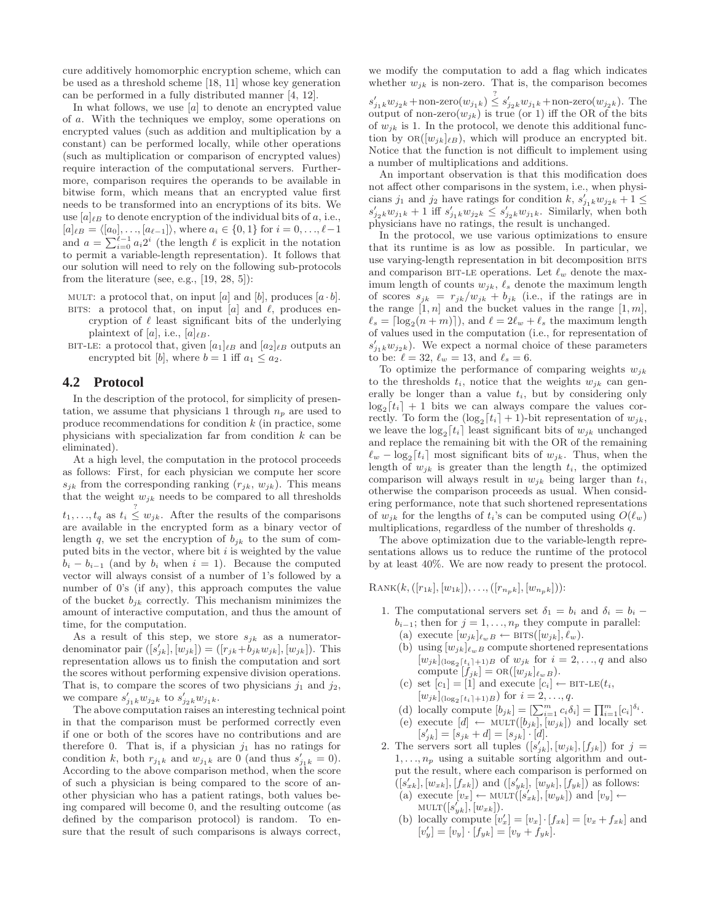cure additively homomorphic encryption scheme, which can be used as a threshold scheme [18, 11] whose key generation can be performed in a fully distributed manner [4, 12].

In what follows, we use $[a]$ to denote an encrypted value of $a$. With the techniques we employ, some operations on encrypted values (such as addition and multiplication by a constant) can be performed locally, while other operations (such as multiplication or comparison of encrypted values) require interaction of the computational servers. Furthermore, comparison requires the operands to be available in bitwise form, which means that an encrypted value first needs to be transformed into an encryptions of its bits. We use $[a]_{\ell B}$ to denote encryption of the individual bits of $a$, i.e., $[a]_{\ell B} = \langle [a_0], \ldots, [a_{\ell-1}] \rangle$, where $a_i \in \{0, 1\}$ for $i = 0, \ldots, \ell-1$ and $a = \sum_{i=0}^{\ell-1} a_i 2^i$ (the length $\ell$ is explicit in the notation to permit a variable-length representation). It follows that our solution will need to rely on the following sub-protocols from the literature (see, e.g., [19, 28, 5]):

- MULT: a protocol that, on input $[a]$ and $[b]$, produces $[a \cdot b]$.
- BITS: a protocol that, on input $[a]$ and $\ell$, produces encryption of $\ell$ least significant bits of the underlying plaintext of $[a]$, i.e., $[a]_{\ell B}$.
- BIT-LE: a protocol that, given $[a_1]_{\ell B}$ and $[a_2]_{\ell B}$ outputs an encrypted bit $[b]$, where $b = 1$ iff $a_1 \leq a_2$.

## 4.2 Protocol

In the description of the protocol, for simplicity of presentation, we assume that physicians 1 through $n_p$ are used to produce recommendations for condition $k$ (in practice, some physicians with specialization far from condition $k$ can be eliminated).

At a high level, the computation in the protocol proceeds as follows: First, for each physician we compute her score $s_{jk}$ from the corresponding ranking $(r_{jk}, w_{jk})$. This means that the weight $w_{jk}$ needs to be compared to all thresholds $t_1, \ldots, t_q$ as $t_i \stackrel{?}{\leq} w_{jk}$. After the results of the comparisons are available in the encrypted form as a binary vector of length $q$, we set the encryption of $b_{jk}$ to the sum of computed bits in the vector, where bit $i$ is weighted by the value $b_i - b_{i-1}$ (and by $b_i$ when $i = 1$). Because the computed vector will always consist of a number of 1's followed by a number of 0's (if any), this approach computes the value of the bucket $b_{jk}$ correctly. This mechanism minimizes the amount of interactive computation, and thus the amount of time, for the computation.

As a result of this step, we store $s_{jk}$ as a numerator-denominator pair $([s'_{jk}], [w_{jk}]) = ([r_{jk} + b_{jk} w_{jk}], [w_{jk}])$. This representation allows us to finish the computation and sort the scores without performing expensive division operations. That is, to compare the scores of two physicians $j_1$ and $j_2$, we compare $s'_{j_1 k} w_{j_2 k}$ to $s'_{j_2 k} w_{j_1 k}$.

The above computation raises an interesting technical point in that the comparison must be performed correctly even if one or both of the scores have no contributions and are therefore 0. That is, if a physician $j_1$ has no ratings for condition $k$, both $r_{j_1 k}$ and $w_{j_1 k}$ are 0 (and thus $s'_{j_1 k} = 0$). According to the above comparison method, when the score of such a physician is being compared to the score of another physician who has a patient ratings, both values being compared will become 0, and the resulting outcome (as defined by the comparison protocol) is random. To ensure that the result of such comparisons is always correct, we modify the computation to add a flag which indicates whether $w_{jk}$ is non-zero. That is, the comparison becomes $s'_{j_1 k} w_{j_2 k} + \text{non-zero}(w_{j_1 k}) \stackrel{?}{\leq} s'_{j_2 k} w_{j_1 k} + \text{non-zero}(w_{j_2 k})$. The output of non-zero$(w_{jk})$ is true (or 1) iff the OR of the bits of $w_{jk}$ is 1. In the protocol, we denote this additional function by $\text{OR}([w_{jk}]_{\ell B})$, which will produce an encrypted bit. Notice that the function is not difficult to implement using a number of multiplications and additions.

An important observation is that this modification does not affect other comparisons in the system, i.e., when physicians $j_1$ and $j_2$ have ratings for condition $k$, $s'_{j_1 k} w_{j_2 k} + 1 \leq s'_{j_2 k} w_{j_1 k} + 1$ iff $s'_{j_1 k} w_{j_2 k} \leq s'_{j_2 k} w_{j_1 k}$. Similarly, when both physicians have no ratings, the result is unchanged.

In the protocol, we use various optimizations to ensure that its runtime is as low as possible. In particular, we use varying-length representation in bit decomposition BITS and comparison BIT-LE operations. Let $\ell_w$ denote the maximum length of counts $w_{jk}$, $\ell_s$ denote the maximum length of scores $s_{jk} = r_{jk}/w_{jk} + b_{jk}$ (i.e., if the ratings are in the range $[1, n]$ and the bucket values in the range $[1, m]$, $\ell_s = \lceil \log_2(n + m) \rceil$), and $\ell = 2\ell_w + \ell_s$ the maximum length of values used in the computation (i.e., for representation of $s'_{j_1 k} w_{j_2 k}$). We expect a normal choice of these parameters to be: $\ell = 32$, $\ell_w = 13$, and $\ell_s = 6$.

To optimize the performance of comparing weights $w_{jk}$ to the thresholds $t_i$, notice that the weights $w_{jk}$ can generally be longer than a value $t_i$, but by considering only $\log_2\lceil t_i \rceil + 1$ bits we can always compare the values correctly. To form the $(\log_2\lceil t_i \rceil + 1)$-bit representation of $w_{jk}$, we leave the $\log_2\lceil t_i \rceil$ least significant bits of $w_{jk}$ unchanged and replace the remaining bit with the OR of the remaining $\ell_w - \log_2\lceil t_i \rceil$ most significant bits of $w_{jk}$. Thus, when the length of $w_{jk}$ is greater than the length $t_i$, the optimized comparison will always result in $w_{jk}$ being larger than $t_i$, otherwise the comparison proceeds as usual. When considering performance, note that such shortened representations of $w_{jk}$ for the lengths of $t_i$'s can be computed using $O(\ell_w)$ multiplications, regardless of the number of thresholds $q$.

The above optimization due to the variable-length representations allows us to reduce the runtime of the protocol by at least 40%. We are now ready to present the protocol.

RANK$(k, ([r_{1k}], [w_{1k}]), \ldots, ([r_{n_p k}], [w_{n_p k}]))$:

1. The computational servers set $\delta_1 = b_i$ and $\delta_i = b_i - b_{i-1}$; then for $j = 1, \ldots, n_p$ they compute in parallel:
   (a) execute $[w_{jk}]_{\ell_w B} \leftarrow \text{BITS}([w_{jk}], \ell_w)$.
   (b) using $[w_{jk}]_{\ell_w B}$ compute shortened representations $[w_{jk}]_{(\log_2\lceil t_i \rceil + 1)B}$ of $w_{jk}$ for $i = 2, \ldots, q$ and also compute $[f_{jk}] = \text{OR}([w_{jk}]_{\ell_w B})$.
   (c) set $[c_1] = [1]$ and execute $[c_i] \leftarrow \text{BIT-LE}(t_i, [w_{jk}]_{(\log_2\lceil t_i \rceil + 1)B})$ for $i = 2, \ldots, q$.
   (d) locally compute $[b_{jk}] = [\sum_{i=1}^{m} c_i \delta_i] = \prod_{i=1}^{m} [c_i]^{\delta_i}$.
   (e) execute $[d] \leftarrow \text{MULT}([b_{jk}], [w_{jk}])$ and locally set $[s'_{jk}] = [s_{jk} + d] = [s_{jk}] \cdot [d]$.
2. The servers sort all tuples $([s'_{jk}], [w_{jk}], [f_{jk}])$ for $j = 1, \ldots, n_p$ using a suitable sorting algorithm and output the result, where each comparison is performed on $([s'_{xk}], [w_{xk}], [f_{xk}])$ and $([s'_{yk}], [w_{yk}], [f_{yk}])$ as follows:
   (a) execute $[v_x] \leftarrow \text{MULT}([s'_{xk}], [w_{yk}])$ and $[v_y] \leftarrow \text{MULT}([s'_{yk}], [w_{xk}])$.
   (b) locally compute $[v'_x] = [v_x] \cdot [f_{xk}] = [v_x + f_{xk}]$ and $[v'_y] = [v_y] \cdot [f_{yk}] = [v_y + f_{yk}]$.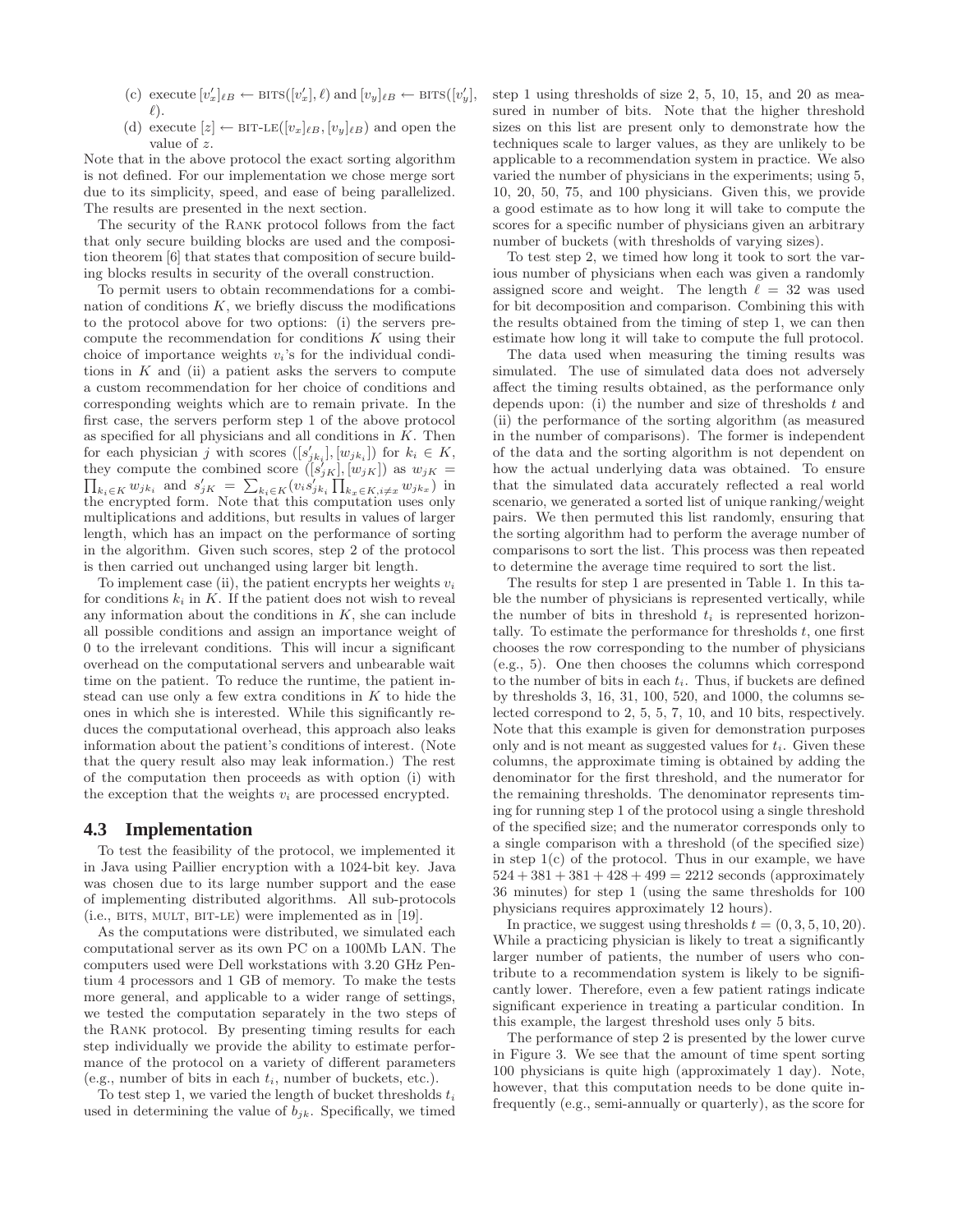(c) execute $[v'_x]_{\ell B} \leftarrow \text{BITS}([v'_x], \ell)$ and $[v_y]_{\ell B} \leftarrow \text{BITS}([v'_y], \ell)$.

(d) execute $[z] \leftarrow \text{BIT-LE}([v_x]_{\ell B}, [v_y]_{\ell B})$ and open the value of $z$.

Note that in the above protocol the exact sorting algorithm is not defined. For our implementation we chose merge sort due to its simplicity, speed, and ease of being parallelized. The results are presented in the next section.

The security of the RANK protocol follows from the fact that only secure building blocks are used and the composition theorem [6] that states that composition of secure building blocks results in security of the overall construction.

To permit users to obtain recommendations for a combination of conditions $K$, we briefly discuss the modifications to the protocol above for two options: (i) the servers precompute the recommendation for conditions $K$ using their choice of importance weights $v_i$'s for the individual conditions in $K$ and (ii) a patient asks the servers to compute a custom recommendation for her choice of conditions and corresponding weights which are to remain private. In the first case, the servers perform step 1 of the above protocol as specified for all physicians and all conditions in $K$. Then for each physician $j$ with scores $([s'_{jk_i}], [w_{jk_i}])$ for $k_i \in K$, they compute the combined score $([s'_{jK}], [w_{jK}])$ as $w_{jK} = \prod_{k_i \in K} w_{jk_i}$ and $s'_{jK} = \sum_{k_i \in K}(v_i s'_{jk_i} \prod_{k_x \in K, i \neq x} w_{jk_x})$ in the encrypted form. Note that this computation uses only multiplications and additions, but results in values of larger length, which has an impact on the performance of sorting in the algorithm. Given such scores, step 2 of the protocol is then carried out unchanged using larger bit length.

To implement case (ii), the patient encrypts her weights $v_i$ for conditions $k_i$ in $K$. If the patient does not wish to reveal any information about the conditions in $K$, she can include all possible conditions and assign an importance weight of 0 to the irrelevant conditions. This will incur a significant overhead on the computational servers and unbearable wait time on the patient. To reduce the runtime, the patient instead can use only a few extra conditions in $K$ to hide the ones in which she is interested. While this significantly reduces the computational overhead, this approach also leaks information about the patient's conditions of interest. (Note that the query result also may leak information.) The rest of the computation then proceeds as with option (i) with the exception that the weights $v_i$ are processed encrypted.

## 4.3 Implementation

To test the feasibility of the protocol, we implemented it in Java using Paillier encryption with a 1024-bit key. Java was chosen due to its large number support and the ease of implementing distributed algorithms. All sub-protocols (i.e., BITS, MULT, BIT-LE) were implemented as in [19].

As the computations were distributed, we simulated each computational server as its own PC on a 100Mb LAN. The computers used were Dell workstations with 3.20 GHz Pentium 4 processors and 1 GB of memory. To make the tests more general, and applicable to a wider range of settings, we tested the computation separately in the two steps of the RANK protocol. By presenting timing results for each step individually we provide the ability to estimate performance of the protocol on a variety of different parameters (e.g., number of bits in each $t_i$, number of buckets, etc.).

To test step 1, we varied the length of bucket thresholds $t_i$ used in determining the value of $b_{jk}$. Specifically, we timed step 1 using thresholds of size 2, 5, 10, 15, and 20 as measured in number of bits. Note that the higher threshold sizes on this list are present only to demonstrate how the techniques scale to larger values, as they are unlikely to be applicable to a recommendation system in practice. We also varied the number of physicians in the experiments; using 5, 10, 20, 50, 75, and 100 physicians. Given this, we provide a good estimate as to how long it will take to compute the scores for a specific number of physicians given an arbitrary number of buckets (with thresholds of varying sizes).

To test step 2, we timed how long it took to sort the various number of physicians when each was given a randomly assigned score and weight. The length $\ell = 32$ was used for bit decomposition and comparison. Combining this with the results obtained from the timing of step 1, we can then estimate how long it will take to compute the full protocol.

The data used when measuring the timing results was simulated. The use of simulated data does not adversely affect the timing results obtained, as the performance only depends upon: (i) the number and size of thresholds $t$ and (ii) the performance of the sorting algorithm (as measured in the number of comparisons). The former is independent of the data and the sorting algorithm is not dependent on how the actual underlying data was obtained. To ensure that the simulated data accurately reflected a real world scenario, we generated a sorted list of unique ranking/weight pairs. We then permuted this list randomly, ensuring that the sorting algorithm had to perform the average number of comparisons to sort the list. This process was then repeated to determine the average time required to sort the list.

The results for step 1 are presented in Table 1. In this table the number of physicians is represented vertically, while the number of bits in threshold $t_i$ is represented horizontally. To estimate the performance for thresholds $t$, one first chooses the row corresponding to the number of physicians (e.g., 5). One then chooses the columns which correspond to the number of bits in each $t_i$. Thus, if buckets are defined by thresholds 3, 16, 31, 100, 520, and 1000, the columns selected correspond to 2, 5, 5, 7, 10, and 10 bits, respectively. Note that this example is given for demonstration purposes only and is not meant as suggested values for $t_i$. Given these columns, the approximate timing is obtained by adding the denominator for the first threshold, and the numerator for the remaining thresholds. The denominator represents timing for running step 1 of the protocol using a single threshold of the specified size; and the numerator corresponds only to a single comparison with a threshold (of the specified size) in step 1(c) of the protocol. Thus in our example, we have $524 + 381 + 381 + 428 + 499 = 2212$ seconds (approximately 36 minutes) for step 1 (using the same thresholds for 100 physicians requires approximately 12 hours).

In practice, we suggest using thresholds $t = (0, 3, 5, 10, 20)$. While a practicing physician is likely to treat a significantly larger number of patients, the number of users who contribute to a recommendation system is likely to be significantly lower. Therefore, even a few patient ratings indicate significant experience in treating a particular condition. In this example, the largest threshold uses only 5 bits.

The performance of step 2 is presented by the lower curve in Figure 3. We see that the amount of time spent sorting 100 physicians is quite high (approximately 1 day). Note, however, that this computation needs to be done quite infrequently (e.g., semi-annually or quarterly), as the score for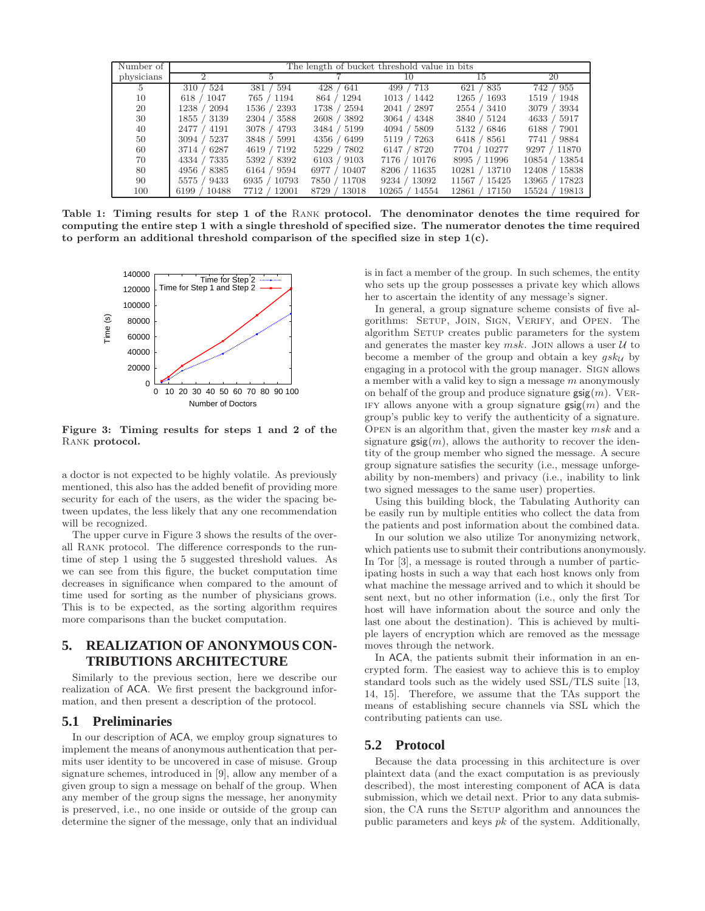| Number of physicians | The length of bucket threshold value in bits | | | | | |
|---|---|---|---|---|---|---|
| | 2 | 5 | 7 | 10 | 15 | 20 |
| 5 | 310 / 524 | 381 / 594 | 428 / 641 | 499 / 713 | 621 / 835 | 742 / 955 |
| 10 | 618 / 1047 | 765 / 1194 | 864 / 1294 | 1013 / 1442 | 1265 / 1693 | 1519 / 1948 |
| 20 | 1238 / 2094 | 1536 / 2393 | 1738 / 2594 | 2041 / 2897 | 2554 / 3410 | 3079 / 3934 |
| 30 | 1855 / 3139 | 2304 / 3588 | 2608 / 3892 | 3064 / 4348 | 3840 / 5124 | 4633 / 5917 |
| 40 | 2477 / 4191 | 3078 / 4793 | 3484 / 5199 | 4094 / 5809 | 5132 / 6846 | 6188 / 7901 |
| 50 | 3094 / 5237 | 3848 / 5991 | 4356 / 6499 | 5119 / 7263 | 6418 / 8561 | 7741 / 9884 |
| 60 | 3714 / 6287 | 4619 / 7192 | 5229 / 7802 | 6147 / 8720 | 7704 / 10277 | 9297 / 11870 |
| 70 | 4334 / 7335 | 5392 / 8392 | 6103 / 9103 | 7176 / 10176 | 8995 / 11996 | 10854 / 13854 |
| 80 | 4956 / 8385 | 6164 / 9594 | 6977 / 10407 | 8206 / 11635 | 10281 / 13710 | 12408 / 15838 |
| 90 | 5575 / 9433 | 6935 / 10793 | 7850 / 11708 | 9234 / 13092 | 11567 / 15425 | 13965 / 17823 |
| 100 | 6199 / 10488 | 7712 / 12001 | 8729 / 13018 | 10265 / 14554 | 12861 / 17150 | 15524 / 19813 |

**Table 1: Timing results for step 1 of the RANK protocol. The denominator denotes the time required for computing the entire step 1 with a single threshold of specified size. The numerator denotes the time required to perform an additional threshold comparison of the specified size in step 1(c).**

**Figure 3: Timing results for steps 1 and 2 of the RANK protocol.**

a doctor is not expected to be highly volatile. As previously mentioned, this also has the added benefit of providing more security for each of the users, as the wider the spacing between updates, the less likely that any one recommendation will be recognized.

The upper curve in Figure 3 shows the results of the overall RANK protocol. The difference corresponds to the runtime of step 1 using the 5 suggested threshold values. As we can see from this figure, the bucket computation time decreases in significance when compared to the amount of time used for sorting as the number of physicians grows. This is to be expected, as the sorting algorithm requires more comparisons than the bucket computation.

## 5. REALIZATION OF ANONYMOUS CONTRIBUTIONS ARCHITECTURE

Similarly to the previous section, here we describe our realization of ACA. We first present the background information, and then present a description of the protocol.

### 5.1 Preliminaries

In our description of ACA, we employ group signatures to implement the means of anonymous authentication that permits user identity to be uncovered in case of misuse. Group signature schemes, introduced in [9], allow any member of a given group to sign a message on behalf of the group. When any member of the group signs the message, her anonymity is preserved, i.e., no one inside or outside of the group can determine the signer of the message, only that an individual is in fact a member of the group. In such schemes, the entity who sets up the group possesses a private key which allows her to ascertain the identity of any message's signer.

In general, a group signature scheme consists of five algorithms: SETUP, JOIN, SIGN, VERIFY, and OPEN. The algorithm SETUP creates public parameters for the system and generates the master key $msk$. JOIN allows a user $\mathcal{U}$ to become a member of the group and obtain a key $gsk_{\mathcal{U}}$ by engaging in a protocol with the group manager. SIGN allows a member with a valid key to sign a message $m$ anonymously on behalf of the group and produce signature $\mathsf{gsig}(m)$. VERIFY allows anyone with a group signature $\mathsf{gsig}(m)$ and the group's public key to verify the authenticity of a signature. OPEN is an algorithm that, given the master key $msk$ and a signature $\mathsf{gsig}(m)$, allows the authority to recover the identity of the group member who signed the message. A secure group signature satisfies the security (i.e., message unforgeability by non-members) and privacy (i.e., inability to link two signed messages to the same user) properties.

Using this building block, the Tabulating Authority can be easily run by multiple entities who collect the data from the patients and post information about the combined data.

In our solution we also utilize Tor anonymizing network, which patients use to submit their contributions anonymously. In Tor [3], a message is routed through a number of participating hosts in such a way that each host knows only from what machine the message arrived and to which it should be sent next, but no other information (i.e., only the first Tor host will have information about the source and only the last one about the destination). This is achieved by multiple layers of encryption which are removed as the message moves through the network.

In ACA, the patients submit their information in an encrypted form. The easiest way to achieve this is to employ standard tools such as the widely used SSL/TLS suite [13, 14, 15]. Therefore, we assume that the TAs support the means of establishing secure channels via SSL which the contributing patients can use.

### 5.2 Protocol

Because the data processing in this architecture is over plaintext data (and the exact computation is as previously described), the most interesting component of ACA is data submission, which we detail next. Prior to any data submission, the CA runs the SETUP algorithm and announces the public parameters and keys $pk$ of the system. Additionally,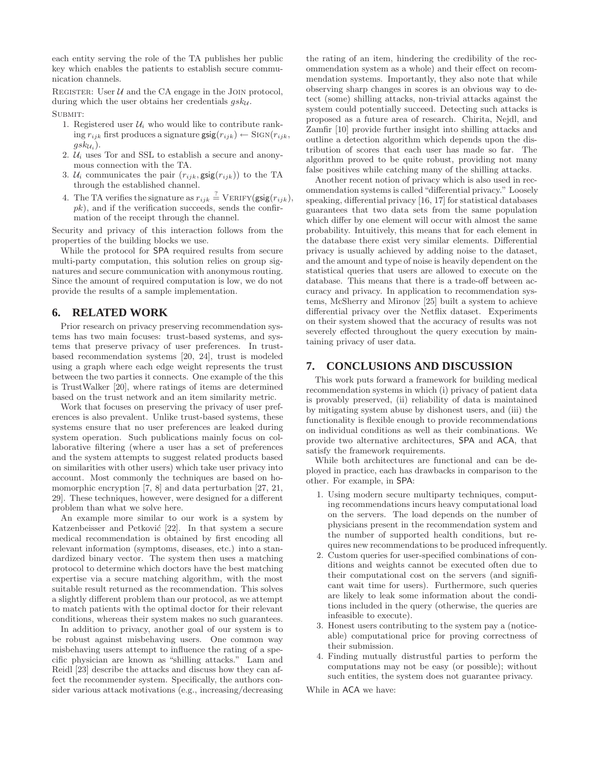each entity serving the role of the TA publishes her public key which enables the patients to establish secure communication channels.

REGISTER: User $\mathcal{U}$ and the CA engage in the JOIN protocol, during which the user obtains her credentials $gsk_{\mathcal{U}}$.

SUBMIT:

1. Registered user $\mathcal{U}_i$ who would like to contribute ranking $r_{ijk}$ first produces a signature $\mathsf{gsig}(r_{ijk}) \leftarrow \text{SIGN}(r_{ijk}, gsk_{\mathcal{U}_i})$.
2. $\mathcal{U}_i$ uses Tor and SSL to establish a secure and anonymous connection with the TA.
3. $\mathcal{U}_i$ communicates the pair $(r_{ijk}, \mathsf{gsig}(r_{ijk}))$ to the TA through the established channel.
4. The TA verifies the signature as $r_{ijk} \stackrel{?}{=} \text{VERIFY}(\mathsf{gsig}(r_{ijk}), pk)$, and if the verification succeeds, sends the confirmation of the receipt through the channel.

Security and privacy of this interaction follows from the properties of the building blocks we use.

While the protocol for SPA required results from secure multi-party computation, this solution relies on group signatures and secure communication with anonymous routing. Since the amount of required computation is low, we do not provide the results of a sample implementation.

## 6. RELATED WORK

Prior research on privacy preserving recommendation systems has two main focuses: trust-based systems, and systems that preserve privacy of user preferences. In trust-based recommendation systems [20, 24], trust is modeled using a graph where each edge weight represents the trust between the two parties it connects. One example of the this is TrustWalker [20], where ratings of items are determined based on the trust network and an item similarity metric.

Work that focuses on preserving the privacy of user preferences is also prevalent. Unlike trust-based systems, these systems ensure that no user preferences are leaked during system operation. Such publications mainly focus on collaborative filtering (where a user has a set of preferences and the system attempts to suggest related products based on similarities with other users) which take user privacy into account. Most commonly the techniques are based on homomorphic encryption [7, 8] and data perturbation [27, 21, 29]. These techniques, however, were designed for a different problem than what we solve here.

An example more similar to our work is a system by Katzenbeisser and Petković [22]. In that system a secure medical recommendation is obtained by first encoding all relevant information (symptoms, diseases, etc.) into a standardized binary vector. The system then uses a matching protocol to determine which doctors have the best matching expertise via a secure matching algorithm, with the most suitable result returned as the recommendation. This solves a slightly different problem than our protocol, as we attempt to match patients with the optimal doctor for their relevant conditions, whereas their system makes no such guarantees.

In addition to privacy, another goal of our system is to be robust against misbehaving users. One common way misbehaving users attempt to influence the rating of a specific physician are known as "shilling attacks." Lam and Reidl [23] describe the attacks and discuss how they can affect the recommender system. Specifically, the authors consider various attack motivations (e.g., increasing/decreasing the rating of an item, hindering the credibility of the recommendation system as a whole) and their effect on recommendation systems. Importantly, they also note that while observing sharp changes in scores is an obvious way to detect (some) shilling attacks, non-trivial attacks against the system could potentially succeed. Detecting such attacks is proposed as a future area of research. Chirita, Nejdl, and Zamfir [10] provide further insight into shilling attacks and outline a detection algorithm which depends upon the distribution of scores that each user has made so far. The algorithm proved to be quite robust, providing not many false positives while catching many of the shilling attacks.

Another recent notion of privacy which is also used in recommendation systems is called "differential privacy." Loosely speaking, differential privacy [16, 17] for statistical databases guarantees that two data sets from the same population which differ by one element will occur with almost the same probability. Intuitively, this means that for each element in the database there exist very similar elements. Differential privacy is usually achieved by adding noise to the dataset, and the amount and type of noise is heavily dependent on the statistical queries that users are allowed to execute on the database. This means that there is a trade-off between accuracy and privacy. In application to recommendation systems, McSherry and Mironov [25] built a system to achieve differential privacy over the Netflix dataset. Experiments on their system showed that the accuracy of results was not severely effected throughout the query execution by maintaining privacy of user data.

## 7. CONCLUSIONS AND DISCUSSION

This work puts forward a framework for building medical recommendation systems in which (i) privacy of patient data is provably preserved, (ii) reliability of data is maintained by mitigating system abuse by dishonest users, and (iii) the functionality is flexible enough to provide recommendations on individual conditions as well as their combinations. We provide two alternative architectures, SPA and ACA, that satisfy the framework requirements.

While both architectures are functional and can be deployed in practice, each has drawbacks in comparison to the other. For example, in SPA:

1. Using modern secure multiparty techniques, computing recommendations incurs heavy computational load on the servers. The load depends on the number of physicians present in the recommendation system and the number of supported health conditions, but requires new recommendations to be produced infrequently.
2. Custom queries for user-specified combinations of conditions and weights cannot be executed often due to their computational cost on the servers (and significant wait time for users). Furthermore, such queries are likely to leak some information about the conditions included in the query (otherwise, the queries are infeasible to execute).
3. Honest users contributing to the system pay a (noticeable) computational price for proving correctness of their submission.
4. Finding mutually distrustful parties to perform the computations may not be easy (or possible); without such entities, the system does not guarantee privacy.

While in ACA we have: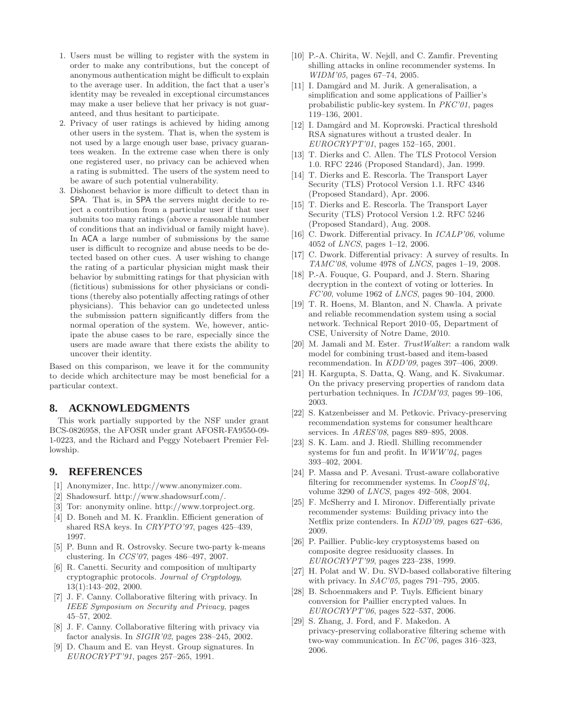1. Users must be willing to register with the system in order to make any contributions, but the concept of anonymous authentication might be difficult to explain to the average user. In addition, the fact that a user's identity may be revealed in exceptional circumstances may make a user believe that her privacy is not guaranteed, and thus hesitant to participate.
2. Privacy of user ratings is achieved by hiding among other users in the system. That is, when the system is not used by a large enough user base, privacy guarantees weaken. In the extreme case when there is only one registered user, no privacy can be achieved when a rating is submitted. The users of the system need to be aware of such potential vulnerability.
3. Dishonest behavior is more difficult to detect than in SPA. That is, in SPA the servers might decide to reject a contribution from a particular user if that user submits too many ratings (above a reasonable number of conditions that an individual or family might have). In ACA a large number of submissions by the same user is difficult to recognize and abuse needs to be detected based on other cues. A user wishing to change the rating of a particular physician might mask their behavior by submitting ratings for that physician with (fictitious) submissions for other physicians or conditions (thereby also potentially affecting ratings of other physicians). This behavior can go undetected unless the submission pattern significantly differs from the normal operation of the system. We, however, anticipate the abuse cases to be rare, especially since the users are made aware that there exists the ability to uncover their identity.

Based on this comparison, we leave it for the community to decide which architecture may be most beneficial for a particular context.

## 8. ACKNOWLEDGMENTS

This work partially supported by the NSF under grant BCS-0826958, the AFOSR under grant AFOSR-FA9550-09-1-0223, and the Richard and Peggy Notebaert Premier Fellowship.

## 9. REFERENCES

[1] Anonymizer, Inc. http://www.anonymizer.com.

[2] Shadowsurf. http://www.shadowsurf.com/.

[3] Tor: anonymity online. http://www.torproject.org.

[4] D. Boneh and M. K. Franklin. Efficient generation of shared RSA keys. In *CRYPTO'97*, pages 425–439, 1997.

[5] P. Bunn and R. Ostrovsky. Secure two-party k-means clustering. In *CCS'07*, pages 486–497, 2007.

[6] R. Canetti. Security and composition of multiparty cryptographic protocols. *Journal of Cryptology*, 13(1):143–202, 2000.

[7] J. F. Canny. Collaborative filtering with privacy. In *IEEE Symposium on Security and Privacy*, pages 45–57, 2002.

[8] J. F. Canny. Collaborative filtering with privacy via factor analysis. In *SIGIR'02*, pages 238–245, 2002.

[9] D. Chaum and E. van Heyst. Group signatures. In *EUROCRYPT'91*, pages 257–265, 1991.

[10] P.-A. Chirita, W. Nejdl, and C. Zamfir. Preventing shilling attacks in online recommender systems. In *WIDM'05*, pages 67–74, 2005.

[11] I. Damgård and M. Jurik. A generalisation, a simplification and some applications of Paillier's probabilistic public-key system. In *PKC'01*, pages 119–136, 2001.

[12] I. Damgård and M. Koprowski. Practical threshold RSA signatures without a trusted dealer. In *EUROCRYPT'01*, pages 152–165, 2001.

[13] T. Dierks and C. Allen. The TLS Protocol Version 1.0. RFC 2246 (Proposed Standard), Jan. 1999.

[14] T. Dierks and E. Rescorla. The Transport Layer Security (TLS) Protocol Version 1.1. RFC 4346 (Proposed Standard), Apr. 2006.

[15] T. Dierks and E. Rescorla. The Transport Layer Security (TLS) Protocol Version 1.2. RFC 5246 (Proposed Standard), Aug. 2008.

[16] C. Dwork. Differential privacy. In *ICALP'06*, volume 4052 of *LNCS*, pages 1–12, 2006.

[17] C. Dwork. Differential privacy: A survey of results. In *TAMC'08*, volume 4978 of *LNCS*, pages 1–19, 2008.

[18] P.-A. Fouque, G. Poupard, and J. Stern. Sharing decryption in the context of voting or lotteries. In *FC'00*, volume 1962 of *LNCS*, pages 90–104, 2000.

[19] T. R. Hoens, M. Blanton, and N. Chawla. A private and reliable recommendation system using a social network. Technical Report 2010–05, Department of CSE, University of Notre Dame, 2010.

[20] M. Jamali and M. Ester. *TrustWalker*: a random walk model for combining trust-based and item-based recommendation. In *KDD'09*, pages 397–406, 2009.

[21] H. Kargupta, S. Datta, Q. Wang, and K. Sivakumar. On the privacy preserving properties of random data perturbation techniques. In *ICDM'03*, pages 99–106, 2003.

[22] S. Katzenbeisser and M. Petkovic. Privacy-preserving recommendation systems for consumer healthcare services. In *ARES'08*, pages 889–895, 2008.

[23] S. K. Lam. and J. Riedl. Shilling recommender systems for fun and profit. In *WWW'04*, pages 393–402, 2004.

[24] P. Massa and P. Avesani. Trust-aware collaborative filtering for recommender systems. In *CoopIS'04*, volume 3290 of *LNCS*, pages 492–508, 2004.

[25] F. McSherry and I. Mironov. Differentially private recommender systems: Building privacy into the Netflix prize contenders. In *KDD'09*, pages 627–636, 2009.

[26] P. Paillier. Public-key cryptosystems based on composite degree residuosity classes. In *EUROCRYPT'99*, pages 223–238, 1999.

[27] H. Polat and W. Du. SVD-based collaborative filtering with privacy. In *SAC'05*, pages 791–795, 2005.

[28] B. Schoenmakers and P. Tuyls. Efficient binary conversion for Paillier encrypted values. In *EUROCRYPT'06*, pages 522–537, 2006.

[29] S. Zhang, J. Ford, and F. Makedon. A privacy-preserving collaborative filtering scheme with two-way communication. In *EC'06*, pages 316–323, 2006.